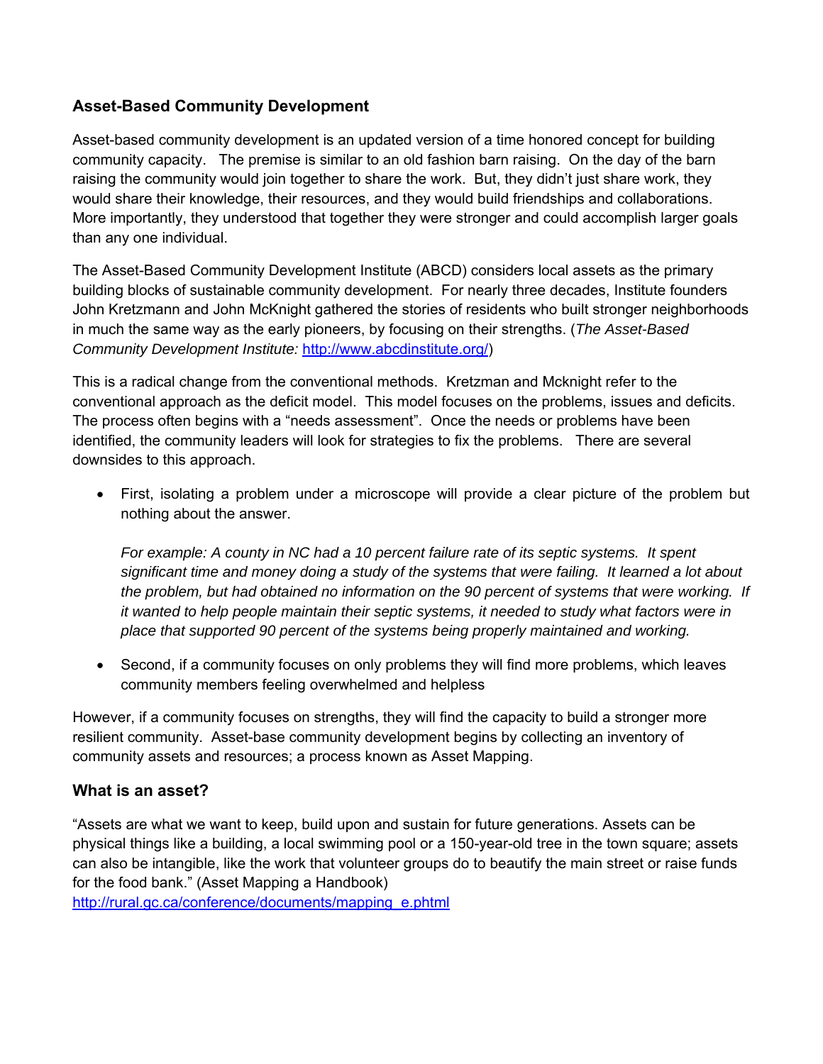## Asset-Based Community Development

Asset-based community development is an updated version of a time honored concept for building community capacity. The premise is similar to an old fashion barn raising. On the day of the barn raising the community would join together to share the work. But, they didn't just share work, they would share their knowledge, their resources, and they would build friendships and collaborations. More importantly, they understood that together they were stronger and could accomplish larger goals than any one individual.

The Asset-Based Community Development Institute (ABCD) considers local assets as the primary building blocks of sustainable community development. For nearly three decades, Institute founders John Kretzmann and John McKnight gathered the stories of residents who built stronger neighborhoods in much the same way as the early pioneers, by focusing on their strengths. (*The Asset-Based Community Development Institute:* [http://www.abcdinstitute.org/](http://www.abcdinstitute.org/))

This is a radical change from the conventional methods. Kretzman and Mcknight refer to the conventional approach as the deficit model. This model focuses on the problems, issues and deficits. The process often begins with a "needs assessment". Once the needs or problems have been identified, the community leaders will look for strategies to fix the problems. There are several downsides to this approach.

- First, isolating a problem under a microscope will provide a clear picture of the problem but nothing about the answer.

  *For example: A county in NC had a 10 percent failure rate of its septic systems. It spent significant time and money doing a study of the systems that were failing. It learned a lot about the problem, but had obtained no information on the 90 percent of systems that were working. If it wanted to help people maintain their septic systems, it needed to study what factors were in place that supported 90 percent of the systems being properly maintained and working.*

- Second, if a community focuses on only problems they will find more problems, which leaves community members feeling overwhelmed and helpless

However, if a community focuses on strengths, they will find the capacity to build a stronger more resilient community. Asset-base community development begins by collecting an inventory of community assets and resources; a process known as Asset Mapping.

### What is an asset?

"Assets are what we want to keep, build upon and sustain for future generations. Assets can be physical things like a building, a local swimming pool or a 150-year-old tree in the town square; assets can also be intangible, like the work that volunteer groups do to beautify the main street or raise funds for the food bank." (Asset Mapping a Handbook)
[http://rural.gc.ca/conference/documents/mapping_e.phtml](http://rural.gc.ca/conference/documents/mapping_e.phtml)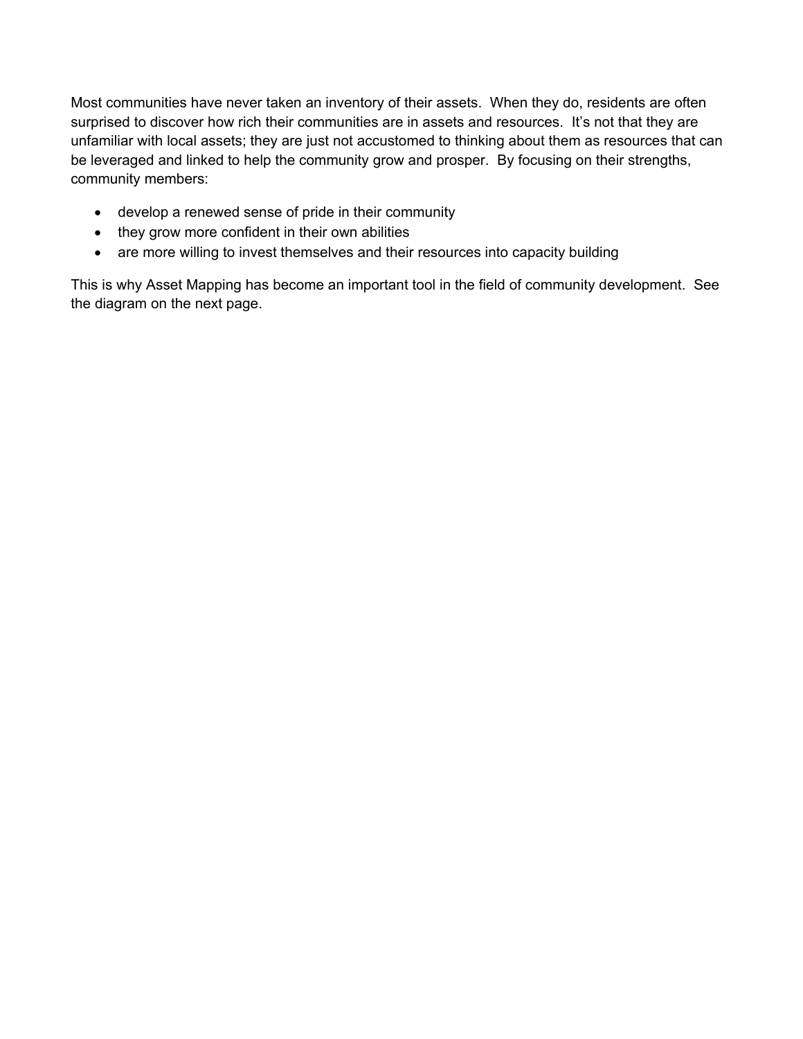Most communities have never taken an inventory of their assets. When they do, residents are often surprised to discover how rich their communities are in assets and resources. It's not that they are unfamiliar with local assets; they are just not accustomed to thinking about them as resources that can be leveraged and linked to help the community grow and prosper. By focusing on their strengths, community members:

- develop a renewed sense of pride in their community
- they grow more confident in their own abilities
- are more willing to invest themselves and their resources into capacity building

This is why Asset Mapping has become an important tool in the field of community development. See the diagram on the next page.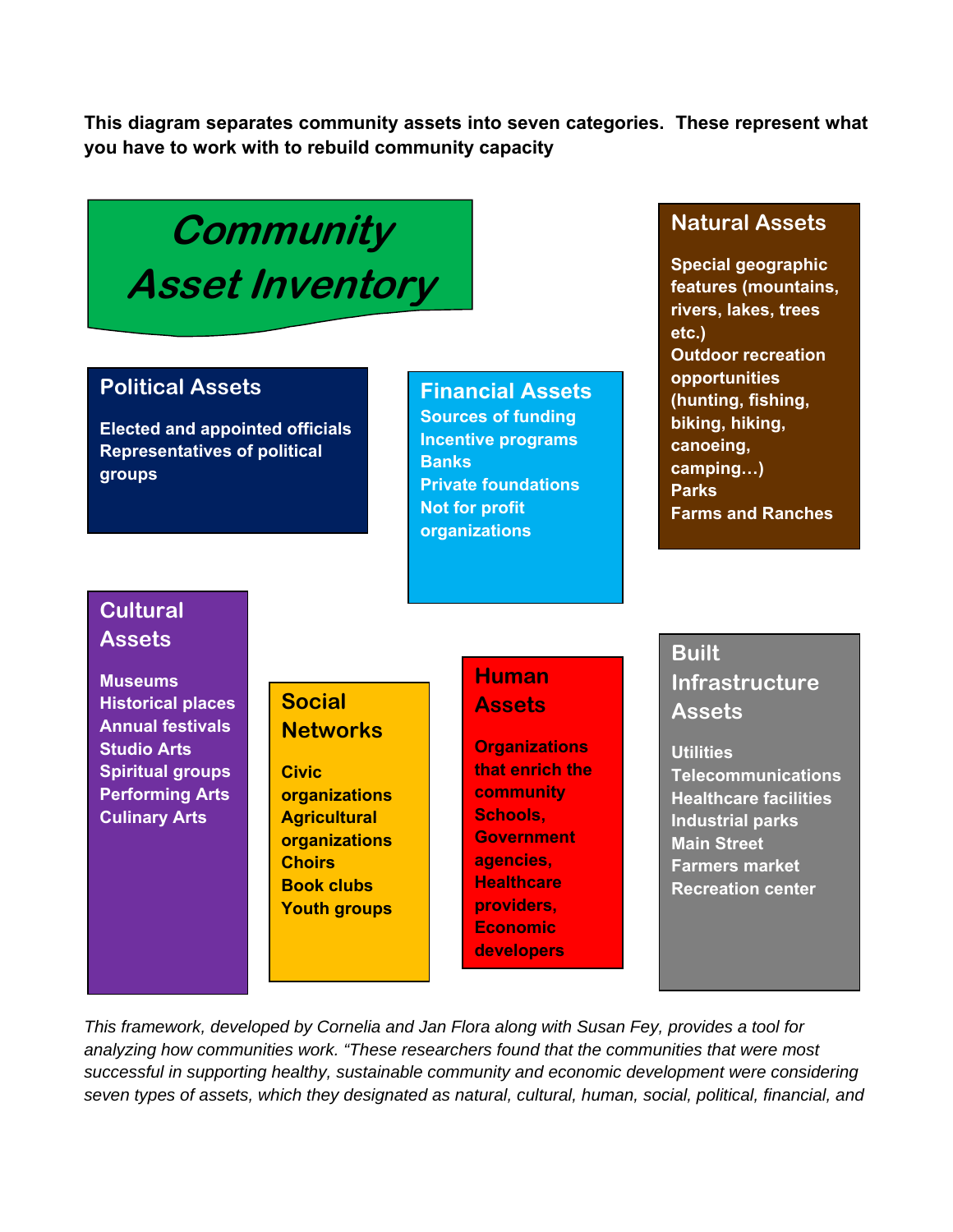**This diagram separates community assets into seven categories. These represent what you have to work with to rebuild community capacity**

# *Community Asset Inventory*

### Political Assets

- Elected and appointed officials
- Representatives of political groups

### Financial Assets

- Sources of funding
- Incentive programs
- Banks
- Private foundations
- Not for profit organizations

### Natural Assets

- Special geographic features (mountains, rivers, lakes, trees etc.)
- Outdoor recreation opportunities (hunting, fishing, biking, hiking, canoeing, camping…)
- Parks
- Farms and Ranches

### Cultural Assets

- Museums
- Historical places
- Annual festivals
- Studio Arts
- Spiritual groups
- Performing Arts
- Culinary Arts

### Social Networks

- Civic organizations
- Agricultural organizations
- Choirs
- Book clubs
- Youth groups

### Human Assets

Organizations that enrich the community Schools, Government agencies, Healthcare providers, Economic developers

### Built Infrastructure Assets

- Utilities
- Telecommunications
- Healthcare facilities
- Industrial parks
- Main Street
- Farmers market
- Recreation center

*This framework, developed by Cornelia and Jan Flora along with Susan Fey, provides a tool for analyzing how communities work. "These researchers found that the communities that were most successful in supporting healthy, sustainable community and economic development were considering seven types of assets, which they designated as natural, cultural, human, social, political, financial, and*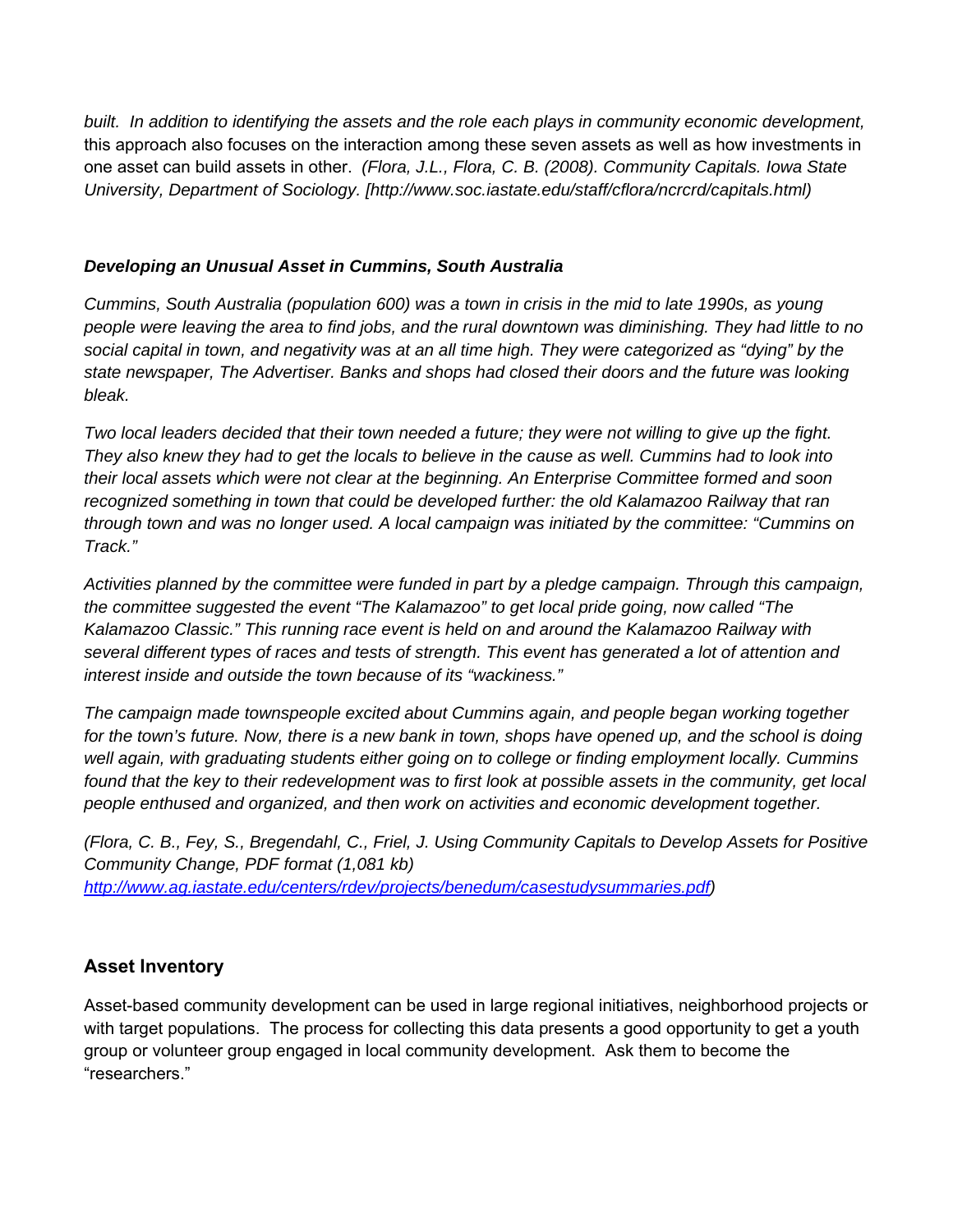*built. In addition to identifying the assets and the role each plays in community economic development,* this approach also focuses on the interaction among these seven assets as well as how investments in one asset can build assets in other. *(Flora, J.L., Flora, C. B. (2008). Community Capitals. Iowa State University, Department of Sociology. [http://www.soc.iastate.edu/staff/cflora/ncrcrd/capitals.html)*

***Developing an Unusual Asset in Cummins, South Australia***

*Cummins, South Australia (population 600) was a town in crisis in the mid to late 1990s, as young people were leaving the area to find jobs, and the rural downtown was diminishing. They had little to no social capital in town, and negativity was at an all time high. They were categorized as "dying" by the state newspaper, The Advertiser. Banks and shops had closed their doors and the future was looking bleak.*

*Two local leaders decided that their town needed a future; they were not willing to give up the fight. They also knew they had to get the locals to believe in the cause as well. Cummins had to look into their local assets which were not clear at the beginning. An Enterprise Committee formed and soon recognized something in town that could be developed further: the old Kalamazoo Railway that ran through town and was no longer used. A local campaign was initiated by the committee: "Cummins on Track."*

*Activities planned by the committee were funded in part by a pledge campaign. Through this campaign, the committee suggested the event "The Kalamazoo" to get local pride going, now called "The Kalamazoo Classic." This running race event is held on and around the Kalamazoo Railway with several different types of races and tests of strength. This event has generated a lot of attention and interest inside and outside the town because of its "wackiness."*

*The campaign made townspeople excited about Cummins again, and people began working together for the town's future. Now, there is a new bank in town, shops have opened up, and the school is doing well again, with graduating students either going on to college or finding employment locally. Cummins found that the key to their redevelopment was to first look at possible assets in the community, get local people enthused and organized, and then work on activities and economic development together.*

*(Flora, C. B., Fey, S., Bregendahl, C., Friel, J. Using Community Capitals to Develop Assets for Positive Community Change, PDF format (1,081 kb) [http://www.ag.iastate.edu/centers/rdev/projects/benedum/casestudysummaries.pdf](http://www.ag.iastate.edu/centers/rdev/projects/benedum/casestudysummaries.pdf))*

## Asset Inventory

Asset-based community development can be used in large regional initiatives, neighborhood projects or with target populations. The process for collecting this data presents a good opportunity to get a youth group or volunteer group engaged in local community development. Ask them to become the "researchers."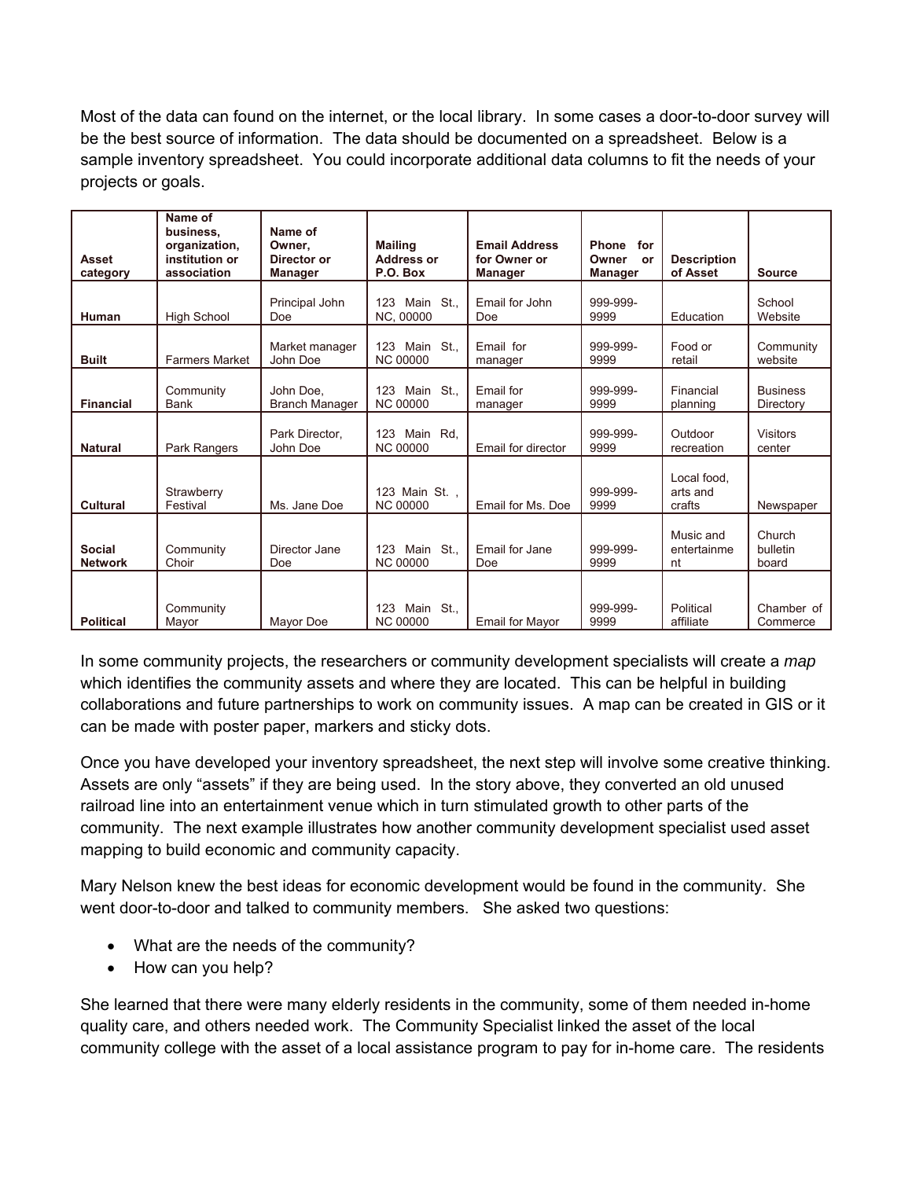Most of the data can found on the internet, or the local library. In some cases a door-to-door survey will be the best source of information. The data should be documented on a spreadsheet. Below is a sample inventory spreadsheet. You could incorporate additional data columns to fit the needs of your projects or goals.

| Asset category | Name of business, organization, institution or association | Name of Owner, Director or Manager | Mailing Address or P.O. Box | Email Address for Owner or Manager | Phone for Owner or Manager | Description of Asset | Source |
|---|---|---|---|---|---|---|---|
| **Human** | High School | Principal John Doe | 123 Main St., NC, 00000 | Email for John Doe | 999-999-9999 | Education | School Website |
| **Built** | Farmers Market | Market manager John Doe | 123 Main St., NC 00000 | Email for manager | 999-999-9999 | Food or retail | Community website |
| **Financial** | Community Bank | John Doe, Branch Manager | 123 Main St., NC 00000 | Email for manager | 999-999-9999 | Financial planning | Business Directory |
| **Natural** | Park Rangers | Park Director, John Doe | 123 Main Rd, NC 00000 | Email for director | 999-999-9999 | Outdoor recreation | Visitors center |
| **Cultural** | Strawberry Festival | Ms. Jane Doe | 123 Main St. , NC 00000 | Email for Ms. Doe | 999-999-9999 | Local food, arts and crafts | Newspaper |
| **Social Network** | Community Choir | Director Jane Doe | 123 Main St., NC 00000 | Email for Jane Doe | 999-999-9999 | Music and entertainment | Church bulletin board |
| **Political** | Community Mayor | Mayor Doe | 123 Main St., NC 00000 | Email for Mayor | 999-999-9999 | Political affiliate | Chamber of Commerce |

In some community projects, the researchers or community development specialists will create a *map* which identifies the community assets and where they are located. This can be helpful in building collaborations and future partnerships to work on community issues. A map can be created in GIS or it can be made with poster paper, markers and sticky dots.

Once you have developed your inventory spreadsheet, the next step will involve some creative thinking. Assets are only "assets" if they are being used. In the story above, they converted an old unused railroad line into an entertainment venue which in turn stimulated growth to other parts of the community. The next example illustrates how another community development specialist used asset mapping to build economic and community capacity.

Mary Nelson knew the best ideas for economic development would be found in the community. She went door-to-door and talked to community members. She asked two questions:

- What are the needs of the community?
- How can you help?

She learned that there were many elderly residents in the community, some of them needed in-home quality care, and others needed work. The Community Specialist linked the asset of the local community college with the asset of a local assistance program to pay for in-home care. The residents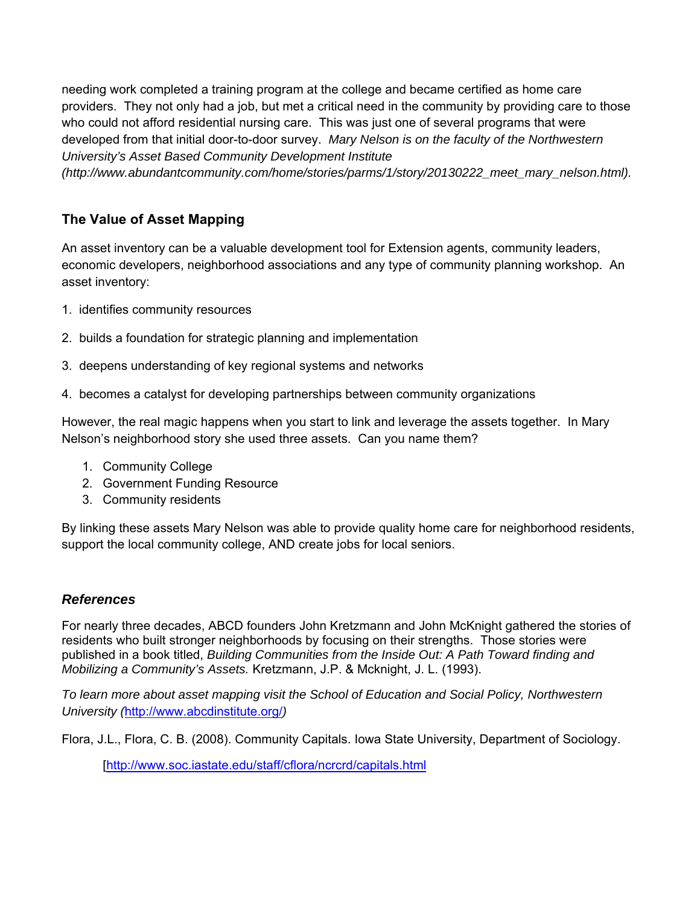needing work completed a training program at the college and became certified as home care providers. They not only had a job, but met a critical need in the community by providing care to those who could not afford residential nursing care. This was just one of several programs that were developed from that initial door-to-door survey. *Mary Nelson is on the faculty of the Northwestern University's Asset Based Community Development Institute (http://www.abundantcommunity.com/home/stories/parms/1/story/20130222_meet_mary_nelson.html).*

## The Value of Asset Mapping

An asset inventory can be a valuable development tool for Extension agents, community leaders, economic developers, neighborhood associations and any type of community planning workshop. An asset inventory:

1. identifies community resources
2. builds a foundation for strategic planning and implementation
3. deepens understanding of key regional systems and networks
4. becomes a catalyst for developing partnerships between community organizations

However, the real magic happens when you start to link and leverage the assets together. In Mary Nelson's neighborhood story she used three assets. Can you name them?

1. Community College
2. Government Funding Resource
3. Community residents

By linking these assets Mary Nelson was able to provide quality home care for neighborhood residents, support the local community college, AND create jobs for local seniors.

## *References*

For nearly three decades, ABCD founders John Kretzmann and John McKnight gathered the stories of residents who built stronger neighborhoods by focusing on their strengths. Those stories were published in a book titled, *Building Communities from the Inside Out: A Path Toward finding and Mobilizing a Community's Assets.* Kretzmann, J.P. & Mcknight, J. L. (1993).

*To learn more about asset mapping visit the School of Education and Social Policy, Northwestern University (*[http://www.abcdinstitute.org/](http://www.abcdinstitute.org/)*)*

Flora, J.L., Flora, C. B. (2008). Community Capitals. Iowa State University, Department of Sociology.

[[http://www.soc.iastate.edu/staff/cflora/ncrcrd/capitals.html](http://www.soc.iastate.edu/staff/cflora/ncrcrd/capitals.html)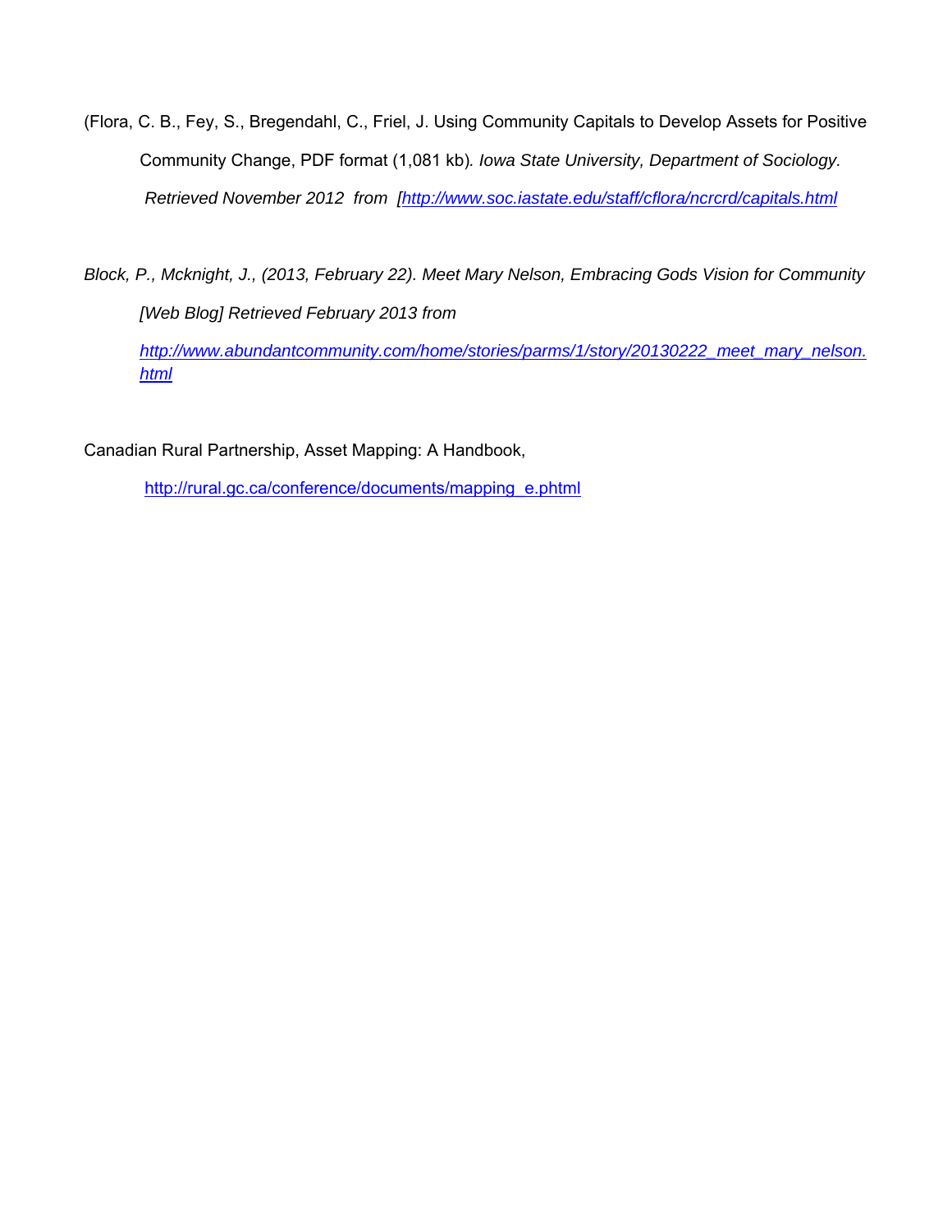(Flora, C. B., Fey, S., Bregendahl, C., Friel, J. Using Community Capitals to Develop Assets for Positive Community Change, PDF format (1,081 kb)*. Iowa State University, Department of Sociology. Retrieved November 2012 from [http://www.soc.iastate.edu/staff/cflora/ncrcrd/capitals.html*

*Block, P., Mcknight, J., (2013, February 22). Meet Mary Nelson, Embracing Gods Vision for Community [Web Blog] Retrieved February 2013 from http://www.abundantcommunity.com/home/stories/parms/1/story/20130222_meet_mary_nelson.html*

Canadian Rural Partnership, Asset Mapping: A Handbook, http://rural.gc.ca/conference/documents/mapping_e.phtml